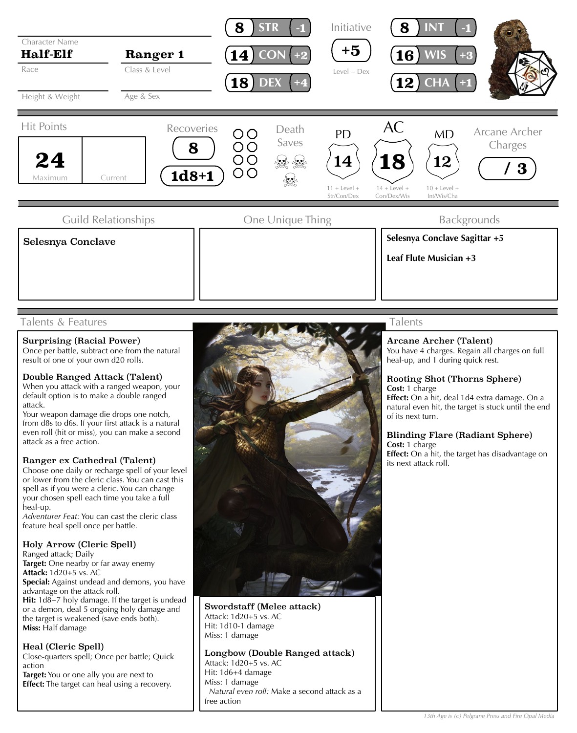**Character Name:** Half-Elf
**Race:** (blank)
**Class & Level:** Ranger 1
**Height & Weight:** (blank)
**Age & Sex:** (blank)

| Ability | Score | Modifier |
|---|---|---|
| STR | 8 | -1 |
| CON | 14 | +2 |
| DEX | 18 | +4 |
| INT | 8 | -1 |
| WIS | 16 | +3 |
| CHA | 12 | +1 |

**Initiative:** +5 (Level + Dex)

**Hit Points:** 24 Maximum / Current

**Recoveries:** 8 — 1d8+1

**Death Saves**

| PD | AC | MD |
|---|---|---|
| 14 | 18 | 12 |
| 11 + Level + Str/Con/Dex | 14 + Level + Con/Dex/Wis | 10 + Level + Int/Wis/Cha |

**Arcane Archer Charges:** / 3

## Guild Relationships

Selesnya Conclave

## One Unique Thing

## Backgrounds

**Selesnya Conclave Sagittar +5**

**Leaf Flute Musician +3**

## Talents & Features

**Surprising (Racial Power)**
Once per battle, subtract one from the natural result of one of your own d20 rolls.

**Double Ranged Attack (Talent)**
When you attack with a ranged weapon, your default option is to make a double ranged attack.
Your weapon damage die drops one notch, from d8s to d6s. If your first attack is a natural even roll (hit or miss), you can make a second attack as a free action.

**Ranger ex Cathedral (Talent)**
Choose one daily or recharge spell of your level or lower from the cleric class. You can cast this spell as if you were a cleric. You can change your chosen spell each time you take a full heal-up.
*Adventurer Feat:* You can cast the cleric class feature heal spell once per battle.

**Holy Arrow (Cleric Spell)**
Ranged attack; Daily
**Target:** One nearby or far away enemy
**Attack:** 1d20+5 vs. AC
**Special:** Against undead and demons, you have advantage on the attack roll.
**Hit:** 1d8+7 holy damage. If the target is undead or a demon, deal 5 ongoing holy damage and the target is weakened (save ends both).
**Miss:** Half damage

**Heal (Cleric Spell)**
Close-quarters spell; Once per battle; Quick action
**Target:** You or one ally you are next to
**Effect:** The target can heal using a recovery.

**Swordstaff (Melee attack)**
Attack: 1d20+5 vs. AC
Hit: 1d10-1 damage
Miss: 1 damage

**Longbow (Double Ranged attack)**
Attack: 1d20+5 vs. AC
Hit: 1d6+4 damage
Miss: 1 damage
*Natural even roll:* Make a second attack as a free action

## Talents

**Arcane Archer (Talent)**
You have 4 charges. Regain all charges on full heal-up, and 1 during quick rest.

**Rooting Shot (Thorns Sphere)**
**Cost:** 1 charge
**Effect:** On a hit, deal 1d4 extra damage. On a natural even hit, the target is stuck until the end of its next turn.

**Blinding Flare (Radiant Sphere)**
**Cost:** 1 charge
**Effect:** On a hit, the target has disadvantage on its next attack roll.

*13th Age is (c) Pelgrane Press and Fire Opal Media*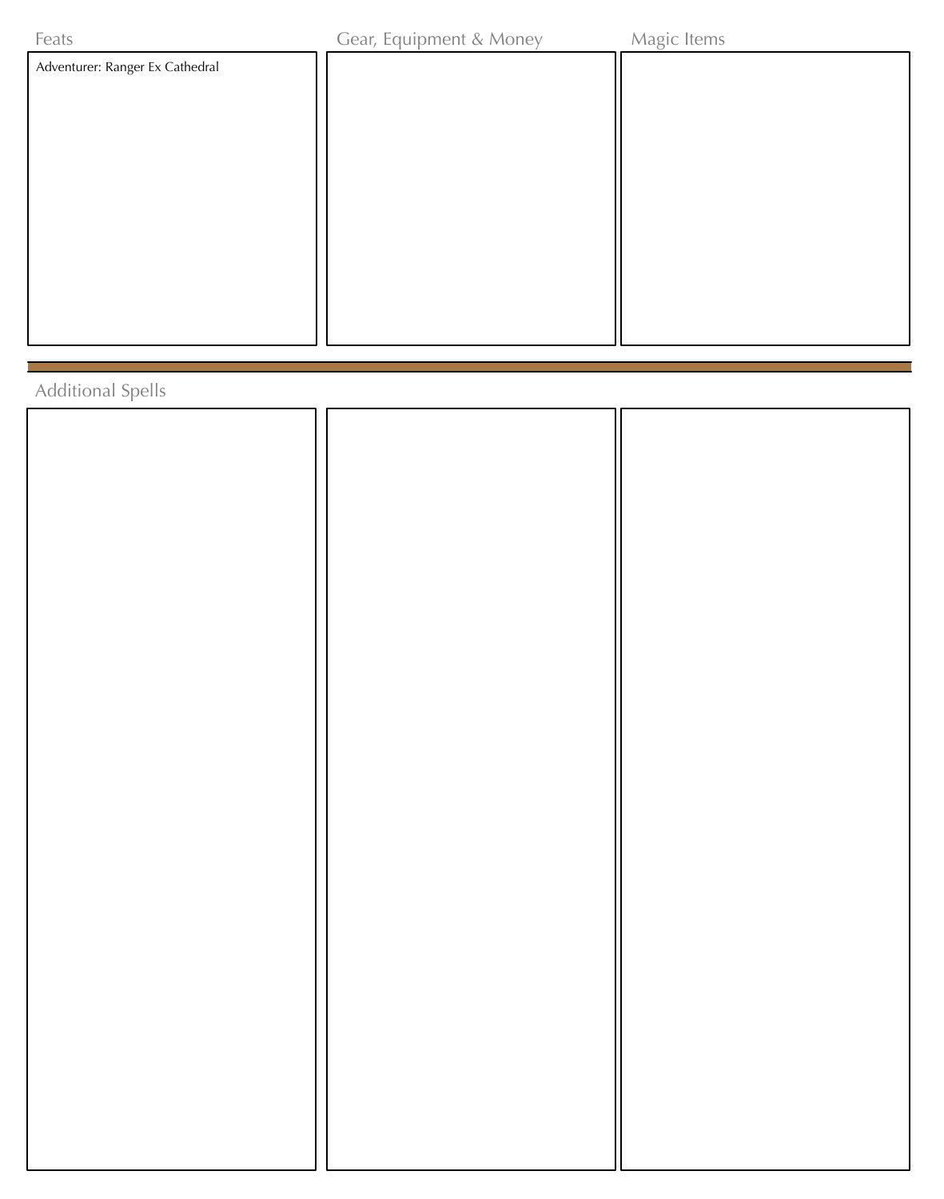## Feats

Adventurer: Ranger Ex Cathedral

## Gear, Equipment & Money

## Magic Items

## Additional Spells